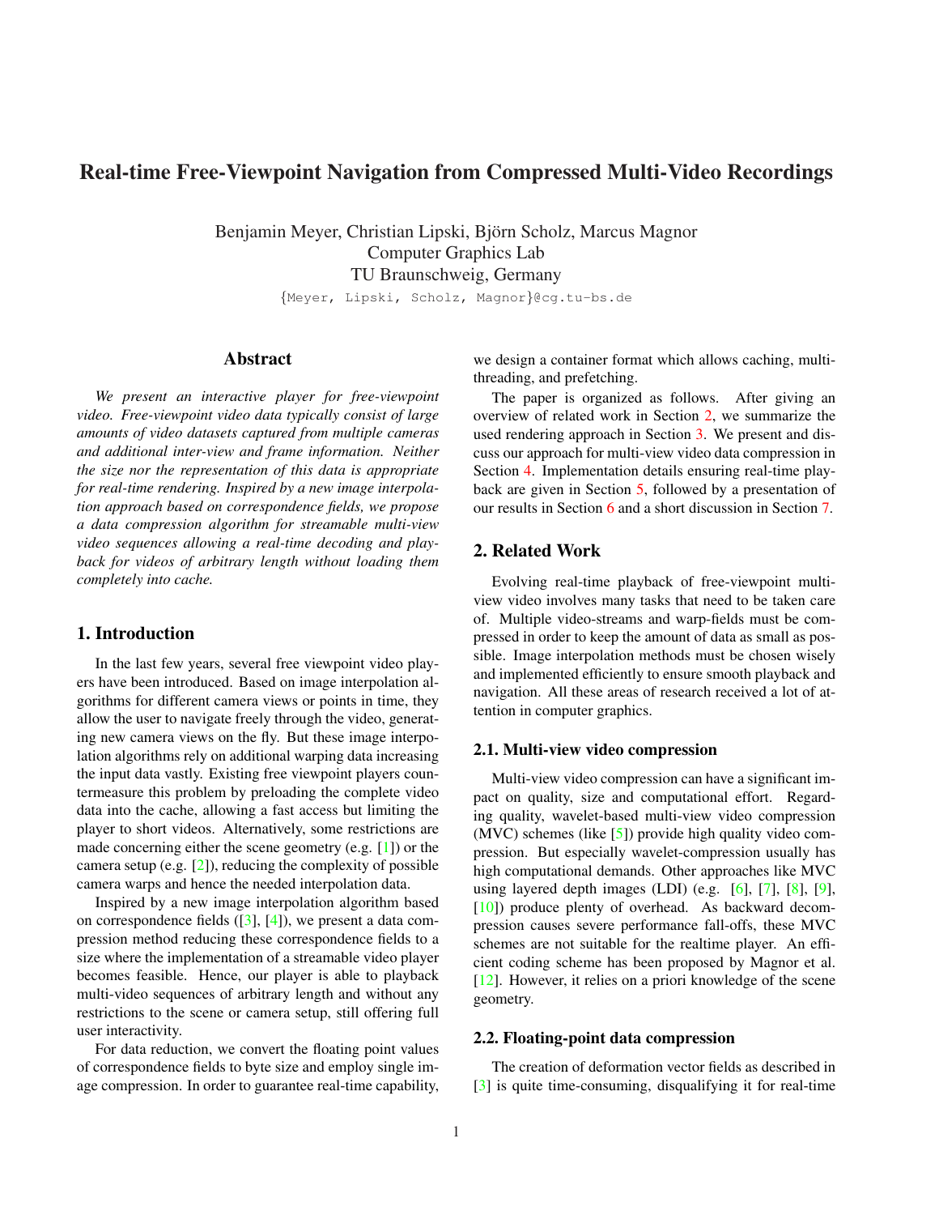# Real-time Free-Viewpoint Navigation from Compressed Multi-Video Recordings

Benjamin Meyer, Christian Lipski, Björn Scholz, Marcus Magnor
Computer Graphics Lab
TU Braunschweig, Germany
{Meyer, Lipski, Scholz, Magnor}@cg.tu-bs.de

## Abstract

*We present an interactive player for free-viewpoint video. Free-viewpoint video data typically consist of large amounts of video datasets captured from multiple cameras and additional inter-view and frame information. Neither the size nor the representation of this data is appropriate for real-time rendering. Inspired by a new image interpolation approach based on correspondence fields, we propose a data compression algorithm for streamable multi-view video sequences allowing a real-time decoding and playback for videos of arbitrary length without loading them completely into cache.*

## 1. Introduction

In the last few years, several free viewpoint video players have been introduced. Based on image interpolation algorithms for different camera views or points in time, they allow the user to navigate freely through the video, generating new camera views on the fly. But these image interpolation algorithms rely on additional warping data increasing the input data vastly. Existing free viewpoint players countermeasure this problem by preloading the complete video data into the cache, allowing a fast access but limiting the player to short videos. Alternatively, some restrictions are made concerning either the scene geometry (e.g. [1]) or the camera setup (e.g. [2]), reducing the complexity of possible camera warps and hence the needed interpolation data.

Inspired by a new image interpolation algorithm based on correspondence fields ([3], [4]), we present a data compression method reducing these correspondence fields to a size where the implementation of a streamable video player becomes feasible. Hence, our player is able to playback multi-video sequences of arbitrary length and without any restrictions to the scene or camera setup, still offering full user interactivity.

For data reduction, we convert the floating point values of correspondence fields to byte size and employ single image compression. In order to guarantee real-time capability, we design a container format which allows caching, multi-threading, and prefetching.

The paper is organized as follows. After giving an overview of related work in Section 2, we summarize the used rendering approach in Section 3. We present and discuss our approach for multi-view video data compression in Section 4. Implementation details ensuring real-time playback are given in Section 5, followed by a presentation of our results in Section 6 and a short discussion in Section 7.

## 2. Related Work

Evolving real-time playback of free-viewpoint multi-view video involves many tasks that need to be taken care of. Multiple video-streams and warp-fields must be compressed in order to keep the amount of data as small as possible. Image interpolation methods must be chosen wisely and implemented efficiently to ensure smooth playback and navigation. All these areas of research received a lot of attention in computer graphics.

### 2.1. Multi-view video compression

Multi-view video compression can have a significant impact on quality, size and computational effort. Regarding quality, wavelet-based multi-view video compression (MVC) schemes (like [5]) provide high quality video compression. But especially wavelet-compression usually has high computational demands. Other approaches like MVC using layered depth images (LDI) (e.g. [6], [7], [8], [9], [10]) produce plenty of overhead. As backward decompression causes severe performance fall-offs, these MVC schemes are not suitable for the realtime player. An efficient coding scheme has been proposed by Magnor et al. [12]. However, it relies on a priori knowledge of the scene geometry.

### 2.2. Floating-point data compression

The creation of deformation vector fields as described in [3] is quite time-consuming, disqualifying it for real-time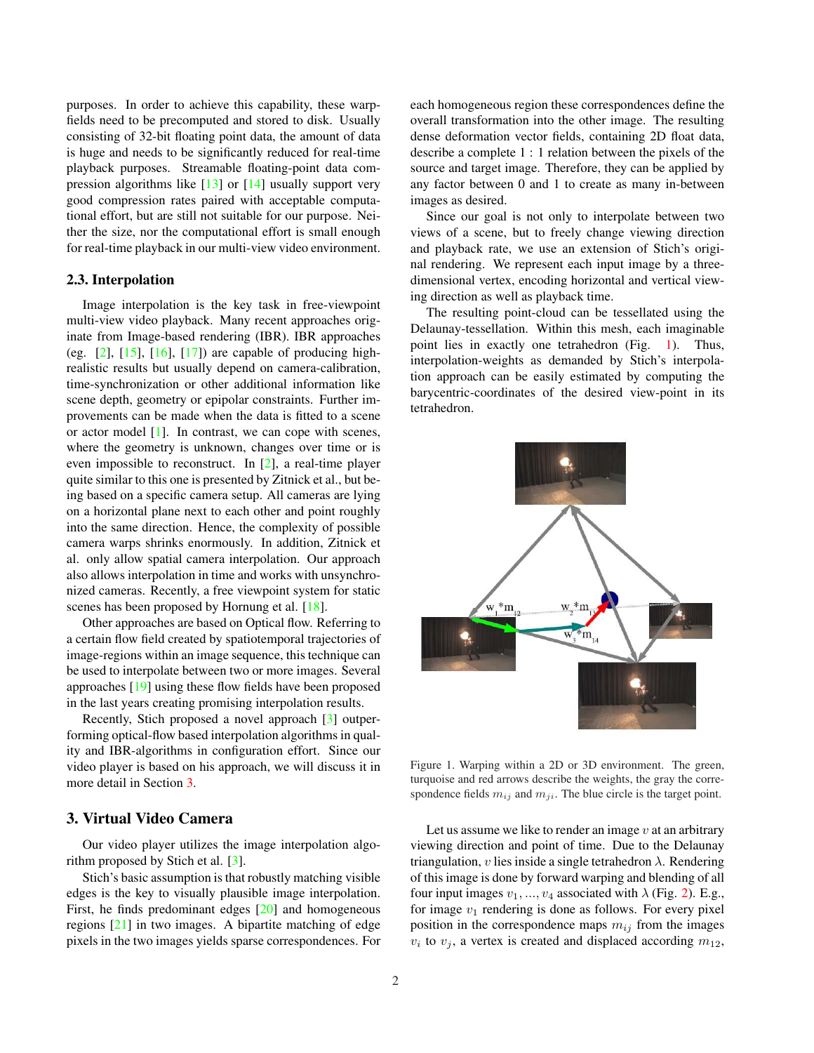purposes. In order to achieve this capability, these warp-fields need to be precomputed and stored to disk. Usually consisting of 32-bit floating point data, the amount of data is huge and needs to be significantly reduced for real-time playback purposes. Streamable floating-point data compression algorithms like [13] or [14] usually support very good compression rates paired with acceptable computational effort, but are still not suitable for our purpose. Neither the size, nor the computational effort is small enough for real-time playback in our multi-view video environment.

### 2.3. Interpolation

Image interpolation is the key task in free-viewpoint multi-view video playback. Many recent approaches originate from Image-based rendering (IBR). IBR approaches (eg. [2], [15], [16], [17]) are capable of producing high-realistic results but usually depend on camera-calibration, time-synchronization or other additional information like scene depth, geometry or epipolar constraints. Further improvements can be made when the data is fitted to a scene or actor model [1]. In contrast, we can cope with scenes, where the geometry is unknown, changes over time or is even impossible to reconstruct. In [2], a real-time player quite similar to this one is presented by Zitnick et al., but being based on a specific camera setup. All cameras are lying on a horizontal plane next to each other and point roughly into the same direction. Hence, the complexity of possible camera warps shrinks enormously. In addition, Zitnick et al. only allow spatial camera interpolation. Our approach also allows interpolation in time and works with unsynchronized cameras. Recently, a free viewpoint system for static scenes has been proposed by Hornung et al. [18].

Other approaches are based on Optical flow. Referring to a certain flow field created by spatiotemporal trajectories of image-regions within an image sequence, this technique can be used to interpolate between two or more images. Several approaches [19] using these flow fields have been proposed in the last years creating promising interpolation results.

Recently, Stich proposed a novel approach [3] outperforming optical-flow based interpolation algorithms in quality and IBR-algorithms in configuration effort. Since our video player is based on his approach, we will discuss it in more detail in Section 3.

## 3. Virtual Video Camera

Our video player utilizes the image interpolation algorithm proposed by Stich et al. [3].

Stich's basic assumption is that robustly matching visible edges is the key to visually plausible image interpolation. First, he finds predominant edges [20] and homogeneous regions [21] in two images. A bipartite matching of edge pixels in the two images yields sparse correspondences. For each homogeneous region these correspondences define the overall transformation into the other image. The resulting dense deformation vector fields, containing 2D float data, describe a complete $1:1$ relation between the pixels of the source and target image. Therefore, they can be applied by any factor between 0 and 1 to create as many in-between images as desired.

Since our goal is not only to interpolate between two views of a scene, but to freely change viewing direction and playback rate, we use an extension of Stich's original rendering. We represent each input image by a three-dimensional vertex, encoding horizontal and vertical viewing direction as well as playback time.

The resulting point-cloud can be tessellated using the Delaunay-tessellation. Within this mesh, each imaginable point lies in exactly one tetrahedron (Fig. 1). Thus, interpolation-weights as demanded by Stich's interpolation approach can be easily estimated by computing the barycentric-coordinates of the desired view-point in its tetrahedron.

Figure 1. Warping within a 2D or 3D environment. The green, turquoise and red arrows describe the weights, the gray the correspondence fields $m_{ij}$ and $m_{ji}$. The blue circle is the target point.

Let us assume we like to render an image $v$ at an arbitrary viewing direction and point of time. Due to the Delaunay triangulation, $v$ lies inside a single tetrahedron $\lambda$. Rendering of this image is done by forward warping and blending of all four input images $v_1, ..., v_4$ associated with $\lambda$ (Fig. 2). E.g., for image $v_1$ rendering is done as follows. For every pixel position in the correspondence maps $m_{ij}$ from the images $v_i$ to $v_j$, a vertex is created and displaced according $m_{12}$,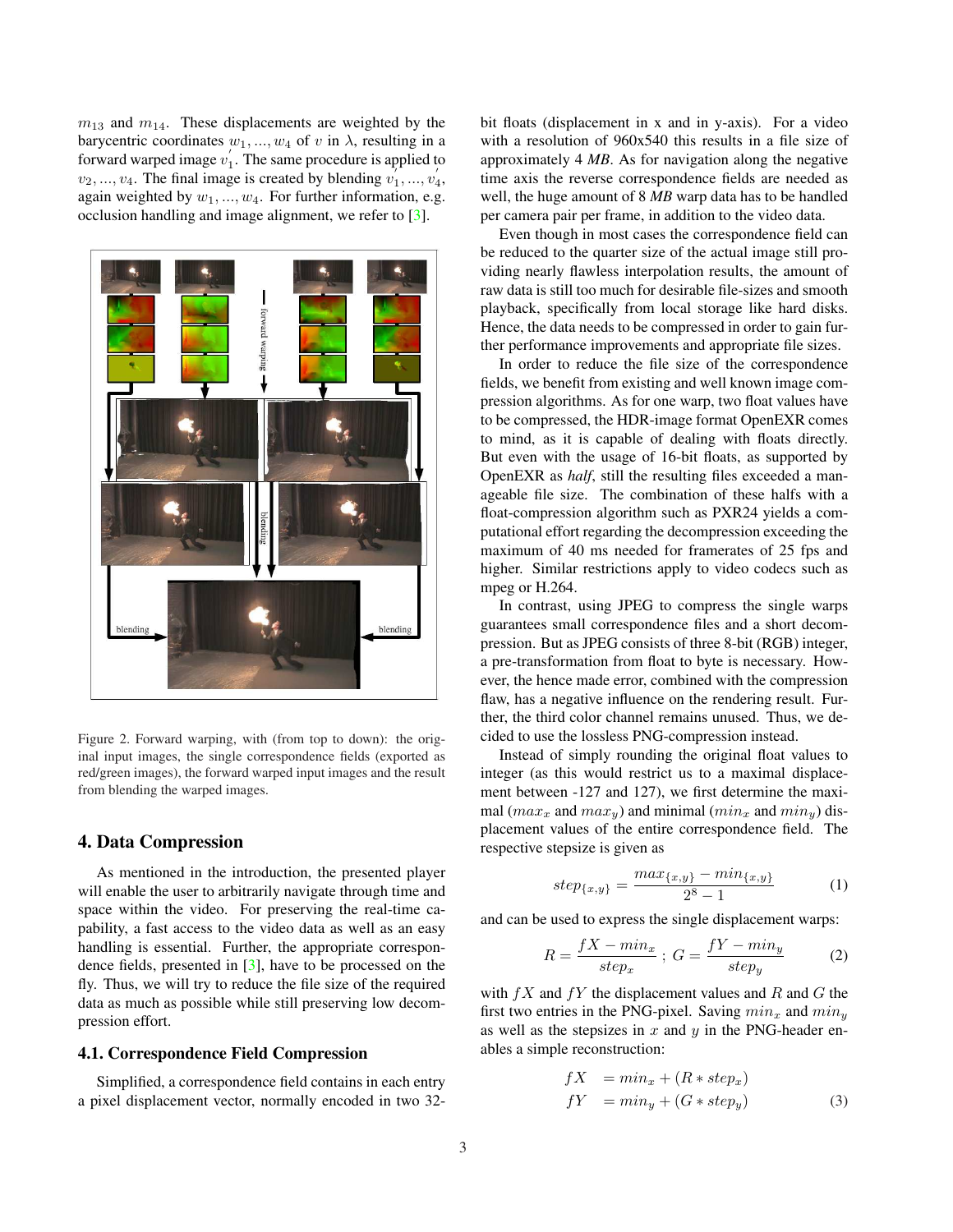$m_{13}$ and $m_{14}$. These displacements are weighted by the barycentric coordinates $w_1, ..., w_4$ of $v$ in $\lambda$, resulting in a forward warped image $v_1^{'}$. The same procedure is applied to $v_2, ..., v_4$. The final image is created by blending $v_1^{'}, ..., v_4^{'}$, again weighted by $w_1, ..., w_4$. For further information, e.g. occlusion handling and image alignment, we refer to [3].

Figure 2. Forward warping, with (from top to down): the original input images, the single correspondence fields (exported as red/green images), the forward warped input images and the result from blending the warped images.

## 4. Data Compression

As mentioned in the introduction, the presented player will enable the user to arbitrarily navigate through time and space within the video. For preserving the real-time capability, a fast access to the video data as well as an easy handling is essential. Further, the appropriate correspondence fields, presented in [3], have to be processed on the fly. Thus, we will try to reduce the file size of the required data as much as possible while still preserving low decompression effort.

### 4.1. Correspondence Field Compression

Simplified, a correspondence field contains in each entry a pixel displacement vector, normally encoded in two 32-bit floats (displacement in x and in y-axis). For a video with a resolution of 960x540 this results in a file size of approximately 4 *MB*. As for navigation along the negative time axis the reverse correspondence fields are needed as well, the huge amount of 8 *MB* warp data has to be handled per camera pair per frame, in addition to the video data.

Even though in most cases the correspondence field can be reduced to the quarter size of the actual image still providing nearly flawless interpolation results, the amount of raw data is still too much for desirable file-sizes and smooth playback, specifically from local storage like hard disks. Hence, the data needs to be compressed in order to gain further performance improvements and appropriate file sizes.

In order to reduce the file size of the correspondence fields, we benefit from existing and well known image compression algorithms. As for one warp, two float values have to be compressed, the HDR-image format OpenEXR comes to mind, as it is capable of dealing with floats directly. But even with the usage of 16-bit floats, as supported by OpenEXR as *half*, still the resulting files exceeded a manageable file size. The combination of these halfs with a float-compression algorithm such as PXR24 yields a computational effort regarding the decompression exceeding the maximum of 40 ms needed for framerates of 25 fps and higher. Similar restrictions apply to video codecs such as mpeg or H.264.

In contrast, using JPEG to compress the single warps guarantees small correspondence files and a short decompression. But as JPEG consists of three 8-bit (RGB) integer, a pre-transformation from float to byte is necessary. However, the hence made error, combined with the compression flaw, has a negative influence on the rendering result. Further, the third color channel remains unused. Thus, we decided to use the lossless PNG-compression instead.

Instead of simply rounding the original float values to integer (as this would restrict us to a maximal displacement between -127 and 127), we first determine the maximal ($max_x$ and $max_y$) and minimal ($min_x$ and $min_y$) displacement values of the entire correspondence field. The respective stepsize is given as

$$step_{\{x,y\}} = \frac{max_{\{x,y\}} - min_{\{x,y\}}}{2^8 - 1} \tag{1}$$

and can be used to express the single displacement warps:

$$R = \frac{fX - min_x}{step_x} \; ; \; G = \frac{fY - min_y}{step_y} \tag{2}$$

with $fX$ and $fY$ the displacement values and $R$ and $G$ the first two entries in the PNG-pixel. Saving $min_x$ and $min_y$ as well as the stepsizes in $x$ and $y$ in the PNG-header enables a simple reconstruction:

$$\begin{aligned} fX &= min_x + (R * step_x) \\ fY &= min_y + (G * step_y) \end{aligned} \tag{3}$$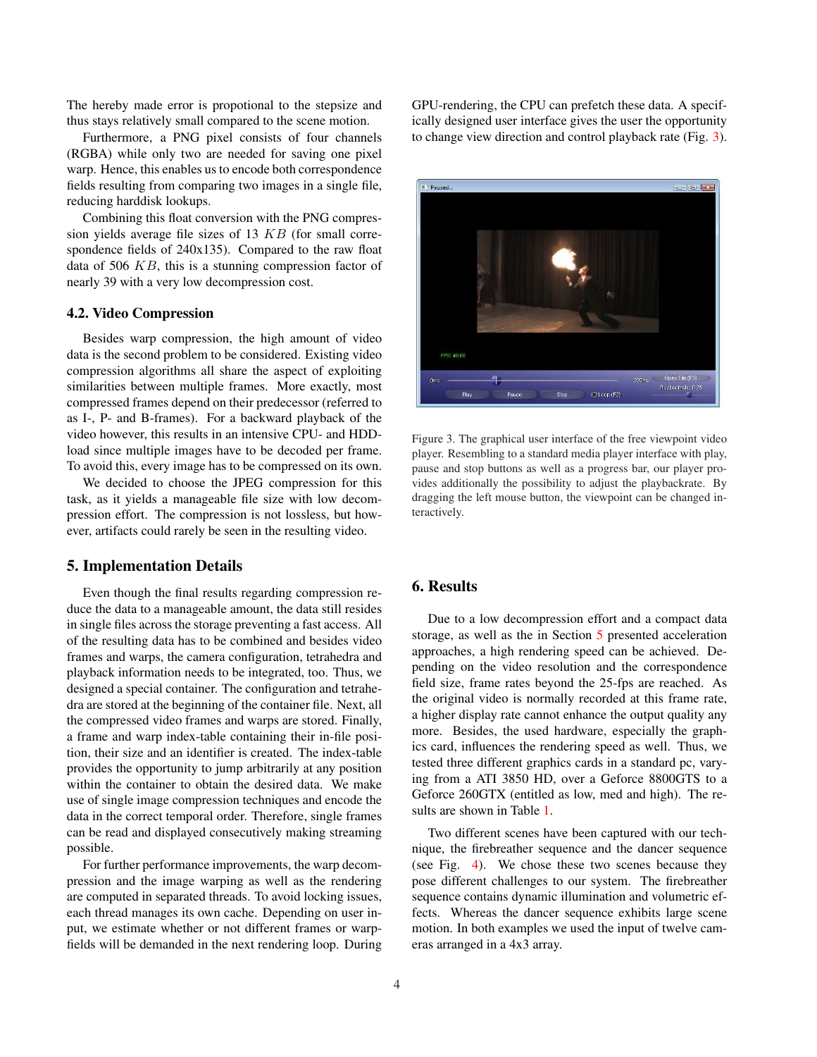The hereby made error is propotional to the stepsize and thus stays relatively small compared to the scene motion.

Furthermore, a PNG pixel consists of four channels (RGBA) while only two are needed for saving one pixel warp. Hence, this enables us to encode both correspondence fields resulting from comparing two images in a single file, reducing harddisk lookups.

Combining this float conversion with the PNG compression yields average file sizes of 13 $KB$ (for small correspondence fields of 240x135). Compared to the raw float data of 506 $KB$, this is a stunning compression factor of nearly 39 with a very low decompression cost.

### 4.2. Video Compression

Besides warp compression, the high amount of video data is the second problem to be considered. Existing video compression algorithms all share the aspect of exploiting similarities between multiple frames. More exactly, most compressed frames depend on their predecessor (referred to as I-, P- and B-frames). For a backward playback of the video however, this results in an intensive CPU- and HDD-load since multiple images have to be decoded per frame. To avoid this, every image has to be compressed on its own.

We decided to choose the JPEG compression for this task, as it yields a manageable file size with low decompression effort. The compression is not lossless, but however, artifacts could rarely be seen in the resulting video.

## 5. Implementation Details

Even though the final results regarding compression reduce the data to a manageable amount, the data still resides in single files across the storage preventing a fast access. All of the resulting data has to be combined and besides video frames and warps, the camera configuration, tetrahedra and playback information needs to be integrated, too. Thus, we designed a special container. The configuration and tetrahedra are stored at the beginning of the container file. Next, all the compressed video frames and warps are stored. Finally, a frame and warp index-table containing their in-file position, their size and an identifier is created. The index-table provides the opportunity to jump arbitrarily at any position within the container to obtain the desired data. We make use of single image compression techniques and encode the data in the correct temporal order. Therefore, single frames can be read and displayed consecutively making streaming possible.

For further performance improvements, the warp decompression and the image warping as well as the rendering are computed in separated threads. To avoid locking issues, each thread manages its own cache. Depending on user input, we estimate whether or not different frames or warpfields will be demanded in the next rendering loop. During GPU-rendering, the CPU can prefetch these data. A specifically designed user interface gives the user the opportunity to change view direction and control playback rate (Fig. 3).

Figure 3. The graphical user interface of the free viewpoint video player. Resembling to a standard media player interface with play, pause and stop buttons as well as a progress bar, our player provides additionally the possibility to adjust the playbackrate. By dragging the left mouse button, the viewpoint can be changed interactively.

## 6. Results

Due to a low decompression effort and a compact data storage, as well as the in Section 5 presented acceleration approaches, a high rendering speed can be achieved. Depending on the video resolution and the correspondence field size, frame rates beyond the 25-fps are reached. As the original video is normally recorded at this frame rate, a higher display rate cannot enhance the output quality any more. Besides, the used hardware, especially the graphics card, influences the rendering speed as well. Thus, we tested three different graphics cards in a standard pc, varying from a ATI 3850 HD, over a Geforce 8800GTS to a Geforce 260GTX (entitled as low, med and high). The results are shown in Table 1.

Two different scenes have been captured with our technique, the firebreather sequence and the dancer sequence (see Fig. 4). We chose these two scenes because they pose different challenges to our system. The firebreather sequence contains dynamic illumination and volumetric effects. Whereas the dancer sequence exhibits large scene motion. In both examples we used the input of twelve cameras arranged in a 4x3 array.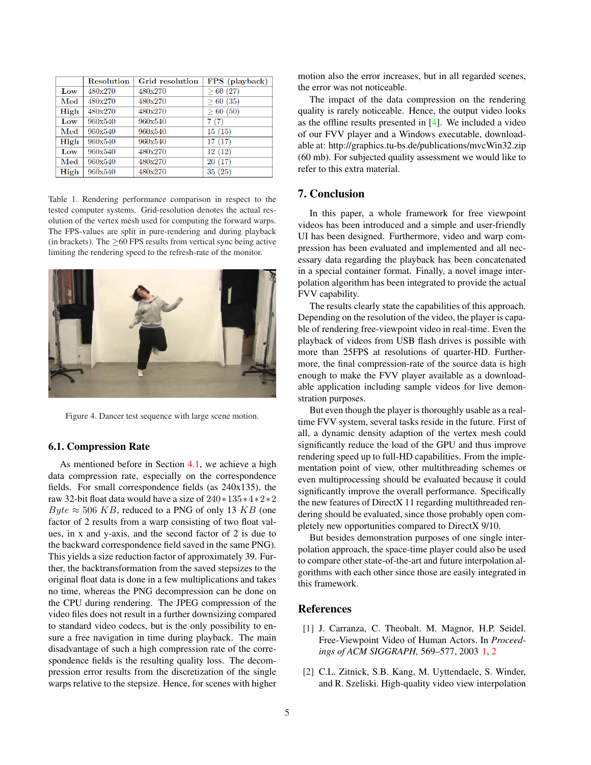|  | Resolution | Grid resolution | FPS (playback) |
| --- | --- | --- | --- |
| **Low** | 480x270 | 480x270 | $\geq$ 60 (27) |
| **Med** | 480x270 | 480x270 | $\geq$ 60 (35) |
| **High** | 480x270 | 480x270 | $\geq$ 60 (50) |
| **Low** | 960x540 | 960x540 | 7 (7) |
| **Med** | 960x540 | 960x540 | 15 (15) |
| **High** | 960x540 | 960x540 | 17 (17) |
| **Low** | 960x540 | 480x270 | 12 (12) |
| **Med** | 960x540 | 480x270 | 20 (17) |
| **High** | 960x540 | 480x270 | 35 (25) |

Table 1. Rendering performance comparison in respect to the tested computer systems. Grid-resolution denotes the actual resolution of the vertex mesh used for computing the forward warps. The FPS-values are split in pure-rendering and during playback (in brackets). The $\geq$60 FPS results from vertical sync being active limiting the rendering speed to the refresh-rate of the monitor.

Figure 4. Dancer test sequence with large scene motion.

### 6.1. Compression Rate

As mentioned before in Section 4.1, we achieve a high data compression rate, especially on the correspondence fields. For small correspondence fields (as 240x135), the raw 32-bit float data would have a size of $240*135*4*2*2$ $Byte \approx 506$ $KB$, reduced to a PNG of only 13 $KB$ (one factor of 2 results from a warp consisting of two float values, in x and y-axis, and the second factor of 2 is due to the backward correspondence field saved in the same PNG). This yields a size reduction factor of approximately 39. Further, the backtransformation from the saved stepsizes to the original float data is done in a few multiplications and takes no time, whereas the PNG decompression can be done on the CPU during rendering. The JPEG compression of the video files does not result in a further downsizing compared to standard video codecs, but is the only possibility to ensure a free navigation in time during playback. The main disadvantage of such a high compression rate of the correspondence fields is the resulting quality loss. The decompression error results from the discretization of the single warps relative to the stepsize. Hence, for scenes with higher motion also the error increases, but in all regarded scenes, the error was not noticeable.

The impact of the data compression on the rendering quality is rarely noticeable. Hence, the output video looks as the offline results presented in [4]. We included a video of our FVV player and a Windows executable, downloadable at: http://graphics.tu-bs.de/publications/mvcWin32.zip (60 mb). For subjected quality assessment we would like to refer to this extra material.

## 7. Conclusion

In this paper, a whole framework for free viewpoint videos has been introduced and a simple and user-friendly UI has been designed. Furthermore, video and warp compression has been evaluated and implemented and all necessary data regarding the playback has been concatenated in a special container format. Finally, a novel image interpolation algorithm has been integrated to provide the actual FVV capability.

The results clearly state the capabilities of this approach. Depending on the resolution of the video, the player is capable of rendering free-viewpoint video in real-time. Even the playback of videos from USB flash drives is possible with more than 25FPS at resolutions of quarter-HD. Furthermore, the final compression-rate of the source data is high enough to make the FVV player available as a downloadable application including sample videos for live demonstration purposes.

But even though the player is thoroughly usable as a real-time FVV system, several tasks reside in the future. First of all, a dynamic density adaption of the vertex mesh could significantly reduce the load of the GPU and thus improve rendering speed up to full-HD capabilities. From the implementation point of view, other multithreading schemes or even multiprocessing should be evaluated because it could significantly improve the overall performance. Specifically the new features of DirectX 11 regarding multithreaded rendering should be evaluated, since those probably open completely new opportunities compared to DirectX 9/10.

But besides demonstration purposes of one single interpolation approach, the space-time player could also be used to compare other state-of-the-art and future interpolation algorithms with each other since those are easily integrated in this framework.

## References

[1] J. Carranza, C. Theobalt. M. Magnor, H.P. Seidel. Free-Viewpoint Video of Human Actors. In *Proceedings of ACM SIGGRAPH,* 569–577, 2003 1, 2

[2] C.L. Zitnick, S.B. Kang, M. Uyttendaele, S. Winder, and R. Szeliski. High-quality video view interpolation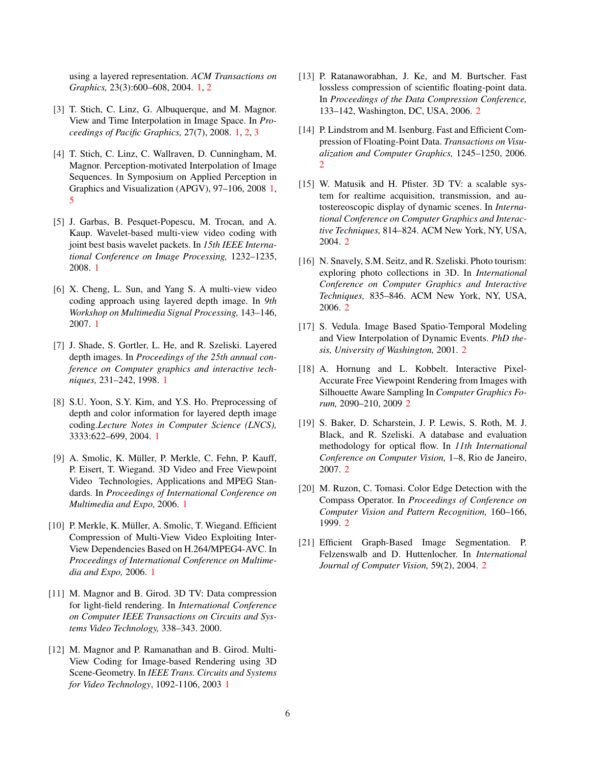using a layered representation. *ACM Transactions on Graphics,* 23(3):600–608, 2004. 1, 2

[3] T. Stich, C. Linz, G. Albuquerque, and M. Magnor. View and Time Interpolation in Image Space. In *Proceedings of Pacific Graphics,* 27(7), 2008. 1, 2, 3

[4] T. Stich, C. Linz, C. Wallraven, D. Cunningham, M. Magnor. Perception-motivated Interpolation of Image Sequences. In Symposium on Applied Perception in Graphics and Visualization (APGV), 97–106, 2008 1, 5

[5] J. Garbas, B. Pesquet-Popescu, M. Trocan, and A. Kaup. Wavelet-based multi-view video coding with joint best basis wavelet packets. In *15th IEEE International Conference on Image Processing,* 1232–1235, 2008. 1

[6] X. Cheng, L. Sun, and Yang S. A multi-view video coding approach using layered depth image. In *9th Workshop on Multimedia Signal Processing,* 143–146, 2007. 1

[7] J. Shade, S. Gortler, L. He, and R. Szeliski. Layered depth images. In *Proceedings of the 25th annual conference on Computer graphics and interactive techniques,* 231–242, 1998. 1

[8] S.U. Yoon, S.Y. Kim, and Y.S. Ho. Preprocessing of depth and color information for layered depth image coding.*Lecture Notes in Computer Science (LNCS),* 3333:622–699, 2004. 1

[9] A. Smolic, K. Müller, P. Merkle, C. Fehn, P. Kauff, P. Eisert, T. Wiegand. 3D Video and Free Viewpoint Video Technologies, Applications and MPEG Standards. In *Proceedings of International Conference on Multimedia and Expo,* 2006. 1

[10] P. Merkle, K. Müller, A. Smolic, T. Wiegand. Efficient Compression of Multi-View Video Exploiting Inter-View Dependencies Based on H.264/MPEG4-AVC. In *Proceedings of International Conference on Multimedia and Expo,* 2006. 1

[11] M. Magnor and B. Girod. 3D TV: Data compression for light-field rendering. In *International Conference on Computer IEEE Transactions on Circuits and Systems Video Technology,* 338–343. 2000.

[12] M. Magnor and P. Ramanathan and B. Girod. Multi-View Coding for Image-based Rendering using 3D Scene-Geometry. In *IEEE Trans. Circuits and Systems for Video Technology*, 1092-1106, 2003 1

[13] P. Ratanaworabhan, J. Ke, and M. Burtscher. Fast lossless compression of scientific floating-point data. In *Proceedings of the Data Compression Conference,* 133–142, Washington, DC, USA, 2006. 2

[14] P. Lindstrom and M. Isenburg. Fast and Efficient Compression of Floating-Point Data. *Transactions on Visualization and Computer Graphics,* 1245–1250, 2006. 2

[15] W. Matusik and H. Pfister. 3D TV: a scalable system for realtime acquisition, transmission, and autostereoscopic display of dynamic scenes. In *International Conference on Computer Graphics and Interactive Techniques,* 814–824. ACM New York, NY, USA, 2004. 2

[16] N. Snavely, S.M. Seitz, and R. Szeliski. Photo tourism: exploring photo collections in 3D. In *International Conference on Computer Graphics and Interactive Techniques,* 835–846. ACM New York, NY, USA, 2006. 2

[17] S. Vedula. Image Based Spatio-Temporal Modeling and View Interpolation of Dynamic Events. *PhD thesis, University of Washington,* 2001. 2

[18] A. Hornung and L. Kobbelt. Interactive Pixel-Accurate Free Viewpoint Rendering from Images with Silhouette Aware Sampling In *Computer Graphics Forum,* 2090–210, 2009 2

[19] S. Baker, D. Scharstein, J. P. Lewis, S. Roth, M. J. Black, and R. Szeliski. A database and evaluation methodology for optical flow. In *11th International Conference on Computer Vision,* 1–8, Rio de Janeiro, 2007. 2

[20] M. Ruzon, C. Tomasi. Color Edge Detection with the Compass Operator. In *Proceedings of Conference on Computer Vision and Pattern Recognition,* 160–166, 1999. 2

[21] Efficient Graph-Based Image Segmentation. P. Felzenswalb and D. Huttenlocher. In *International Journal of Computer Vision,* 59(2), 2004. 2